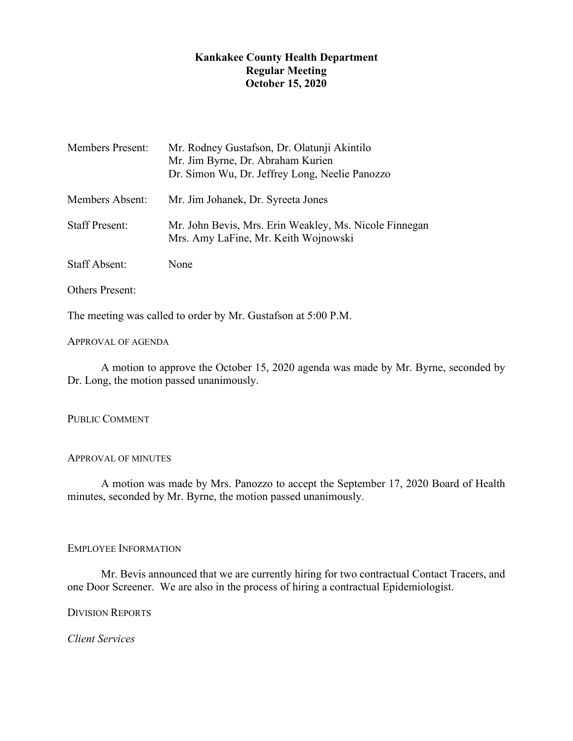**Kankakee County Health Department**
**Regular Meeting**
**October 15, 2020**

| | |
|---|---|
| Members Present: | Mr. Rodney Gustafson, Dr. Olatunji Akintilo<br>Mr. Jim Byrne, Dr. Abraham Kurien<br>Dr. Simon Wu, Dr. Jeffrey Long, Neelie Panozzo |
| Members Absent: | Mr. Jim Johanek, Dr. Syreeta Jones |
| Staff Present: | Mr. John Bevis, Mrs. Erin Weakley, Ms. Nicole Finnegan<br>Mrs. Amy LaFine, Mr. Keith Wojnowski |
| Staff Absent: | None |
| Others Present: | |

The meeting was called to order by Mr. Gustafson at 5:00 P.M.

APPROVAL OF AGENDA

A motion to approve the October 15, 2020 agenda was made by Mr. Byrne, seconded by Dr. Long, the motion passed unanimously.

PUBLIC COMMENT

APPROVAL OF MINUTES

A motion was made by Mrs. Panozzo to accept the September 17, 2020 Board of Health minutes, seconded by Mr. Byrne, the motion passed unanimously.

EMPLOYEE INFORMATION

Mr. Bevis announced that we are currently hiring for two contractual Contact Tracers, and one Door Screener. We are also in the process of hiring a contractual Epidemiologist.

DIVISION REPORTS

*Client Services*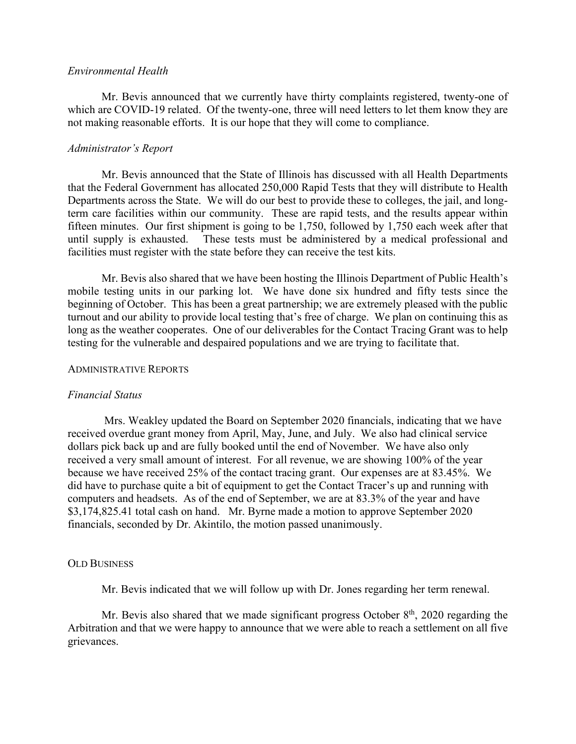*Environmental Health*

Mr. Bevis announced that we currently have thirty complaints registered, twenty-one of which are COVID-19 related. Of the twenty-one, three will need letters to let them know they are not making reasonable efforts. It is our hope that they will come to compliance.

*Administrator's Report*

Mr. Bevis announced that the State of Illinois has discussed with all Health Departments that the Federal Government has allocated 250,000 Rapid Tests that they will distribute to Health Departments across the State. We will do our best to provide these to colleges, the jail, and long-term care facilities within our community. These are rapid tests, and the results appear within fifteen minutes. Our first shipment is going to be 1,750, followed by 1,750 each week after that until supply is exhausted. These tests must be administered by a medical professional and facilities must register with the state before they can receive the test kits.

Mr. Bevis also shared that we have been hosting the Illinois Department of Public Health's mobile testing units in our parking lot. We have done six hundred and fifty tests since the beginning of October. This has been a great partnership; we are extremely pleased with the public turnout and our ability to provide local testing that's free of charge. We plan on continuing this as long as the weather cooperates. One of our deliverables for the Contact Tracing Grant was to help testing for the vulnerable and despaired populations and we are trying to facilitate that.

ADMINISTRATIVE REPORTS

*Financial Status*

Mrs. Weakley updated the Board on September 2020 financials, indicating that we have received overdue grant money from April, May, June, and July. We also had clinical service dollars pick back up and are fully booked until the end of November. We have also only received a very small amount of interest. For all revenue, we are showing 100% of the year because we have received 25% of the contact tracing grant. Our expenses are at 83.45%. We did have to purchase quite a bit of equipment to get the Contact Tracer's up and running with computers and headsets. As of the end of September, we are at 83.3% of the year and have $3,174,825.41 total cash on hand. Mr. Byrne made a motion to approve September 2020 financials, seconded by Dr. Akintilo, the motion passed unanimously.

OLD BUSINESS

Mr. Bevis indicated that we will follow up with Dr. Jones regarding her term renewal.

Mr. Bevis also shared that we made significant progress October 8th, 2020 regarding the Arbitration and that we were happy to announce that we were able to reach a settlement on all five grievances.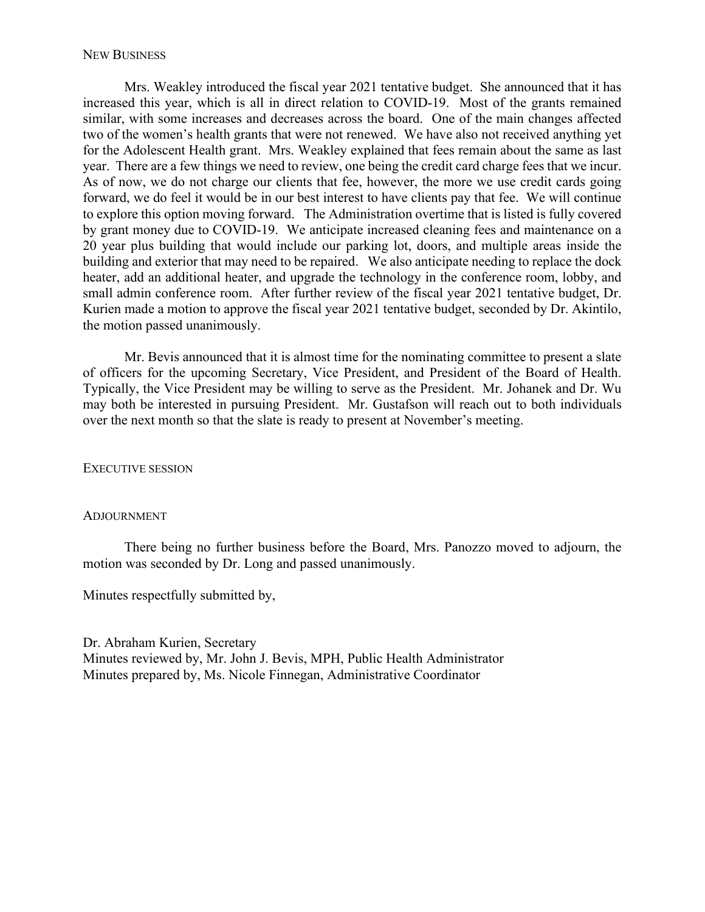## New Business

Mrs. Weakley introduced the fiscal year 2021 tentative budget. She announced that it has increased this year, which is all in direct relation to COVID-19. Most of the grants remained similar, with some increases and decreases across the board. One of the main changes affected two of the women's health grants that were not renewed. We have also not received anything yet for the Adolescent Health grant. Mrs. Weakley explained that fees remain about the same as last year. There are a few things we need to review, one being the credit card charge fees that we incur. As of now, we do not charge our clients that fee, however, the more we use credit cards going forward, we do feel it would be in our best interest to have clients pay that fee. We will continue to explore this option moving forward. The Administration overtime that is listed is fully covered by grant money due to COVID-19. We anticipate increased cleaning fees and maintenance on a 20 year plus building that would include our parking lot, doors, and multiple areas inside the building and exterior that may need to be repaired. We also anticipate needing to replace the dock heater, add an additional heater, and upgrade the technology in the conference room, lobby, and small admin conference room. After further review of the fiscal year 2021 tentative budget, Dr. Kurien made a motion to approve the fiscal year 2021 tentative budget, seconded by Dr. Akintilo, the motion passed unanimously.

Mr. Bevis announced that it is almost time for the nominating committee to present a slate of officers for the upcoming Secretary, Vice President, and President of the Board of Health. Typically, the Vice President may be willing to serve as the President. Mr. Johanek and Dr. Wu may both be interested in pursuing President. Mr. Gustafson will reach out to both individuals over the next month so that the slate is ready to present at November's meeting.

## Executive Session

## Adjournment

There being no further business before the Board, Mrs. Panozzo moved to adjourn, the motion was seconded by Dr. Long and passed unanimously.

Minutes respectfully submitted by,

Dr. Abraham Kurien, Secretary
Minutes reviewed by, Mr. John J. Bevis, MPH, Public Health Administrator
Minutes prepared by, Ms. Nicole Finnegan, Administrative Coordinator